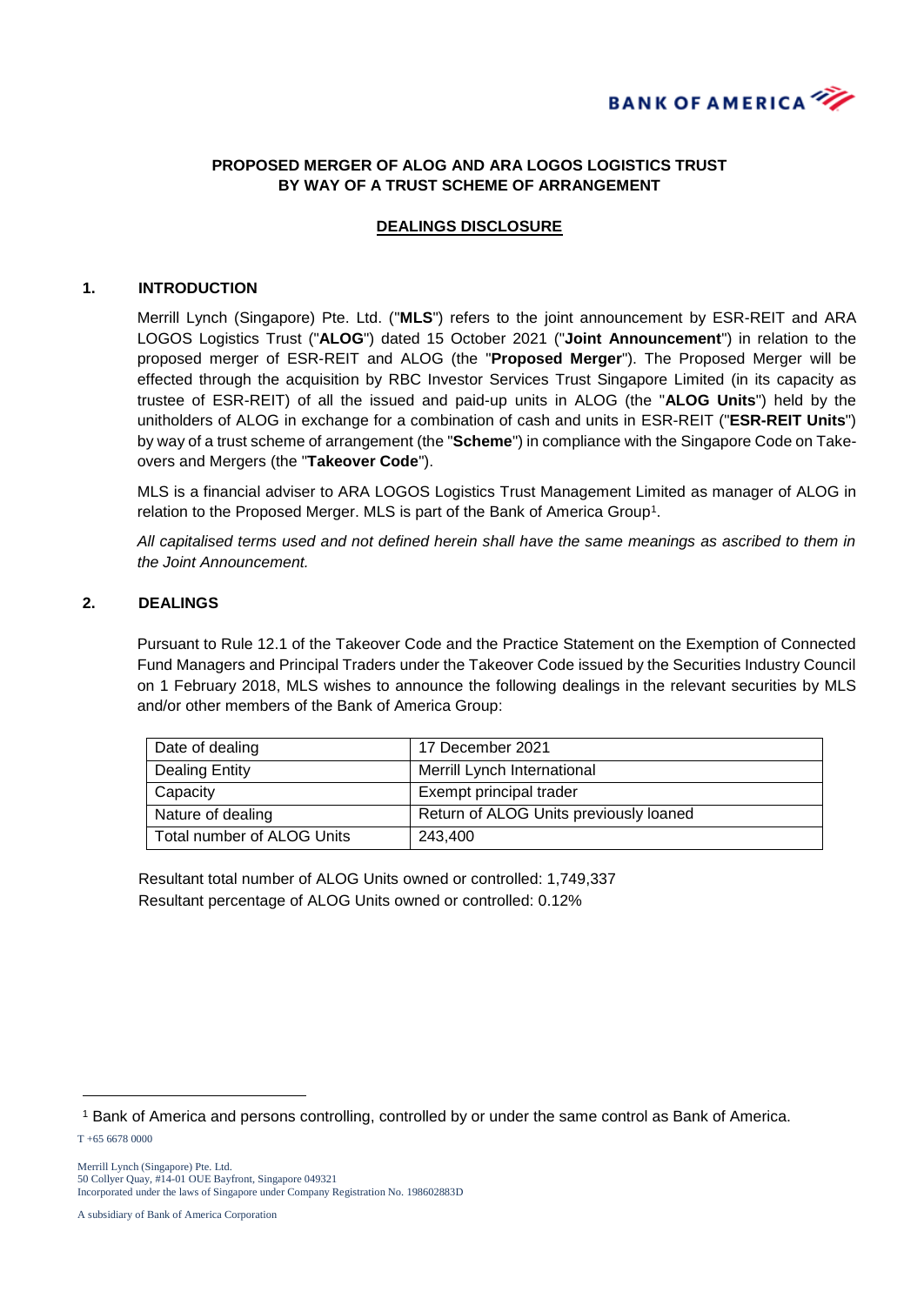**PROPOSED MERGER OF ALOG AND ARA LOGOS LOGISTICS TRUST BY WAY OF A TRUST SCHEME OF ARRANGEMENT**

**DEALINGS DISCLOSURE**

## 1. INTRODUCTION

Merrill Lynch (Singapore) Pte. Ltd. ("**MLS**") refers to the joint announcement by ESR-REIT and ARA LOGOS Logistics Trust ("**ALOG**") dated 15 October 2021 ("**Joint Announcement**") in relation to the proposed merger of ESR-REIT and ALOG (the "**Proposed Merger**"). The Proposed Merger will be effected through the acquisition by RBC Investor Services Trust Singapore Limited (in its capacity as trustee of ESR-REIT) of all the issued and paid-up units in ALOG (the "**ALOG Units**") held by the unitholders of ALOG in exchange for a combination of cash and units in ESR-REIT ("**ESR-REIT Units**") by way of a trust scheme of arrangement (the "**Scheme**") in compliance with the Singapore Code on Take-overs and Mergers (the "**Takeover Code**").

MLS is a financial adviser to ARA LOGOS Logistics Trust Management Limited as manager of ALOG in relation to the Proposed Merger. MLS is part of the Bank of America Group[1].

*All capitalised terms used and not defined herein shall have the same meanings as ascribed to them in the Joint Announcement.*

## 2. DEALINGS

Pursuant to Rule 12.1 of the Takeover Code and the Practice Statement on the Exemption of Connected Fund Managers and Principal Traders under the Takeover Code issued by the Securities Industry Council on 1 February 2018, MLS wishes to announce the following dealings in the relevant securities by MLS and/or other members of the Bank of America Group:

| | |
|---|---|
| Date of dealing | 17 December 2021 |
| Dealing Entity | Merrill Lynch International |
| Capacity | Exempt principal trader |
| Nature of dealing | Return of ALOG Units previously loaned |
| Total number of ALOG Units | 243,400 |

Resultant total number of ALOG Units owned or controlled: 1,749,337
Resultant percentage of ALOG Units owned or controlled: 0.12%

---

[1] Bank of America and persons controlling, controlled by or under the same control as Bank of America.

T +65 6678 0000

Merrill Lynch (Singapore) Pte. Ltd.
50 Collyer Quay, #14-01 OUE Bayfront, Singapore 049321
Incorporated under the laws of Singapore under Company Registration No. 198602883D

A subsidiary of Bank of America Corporation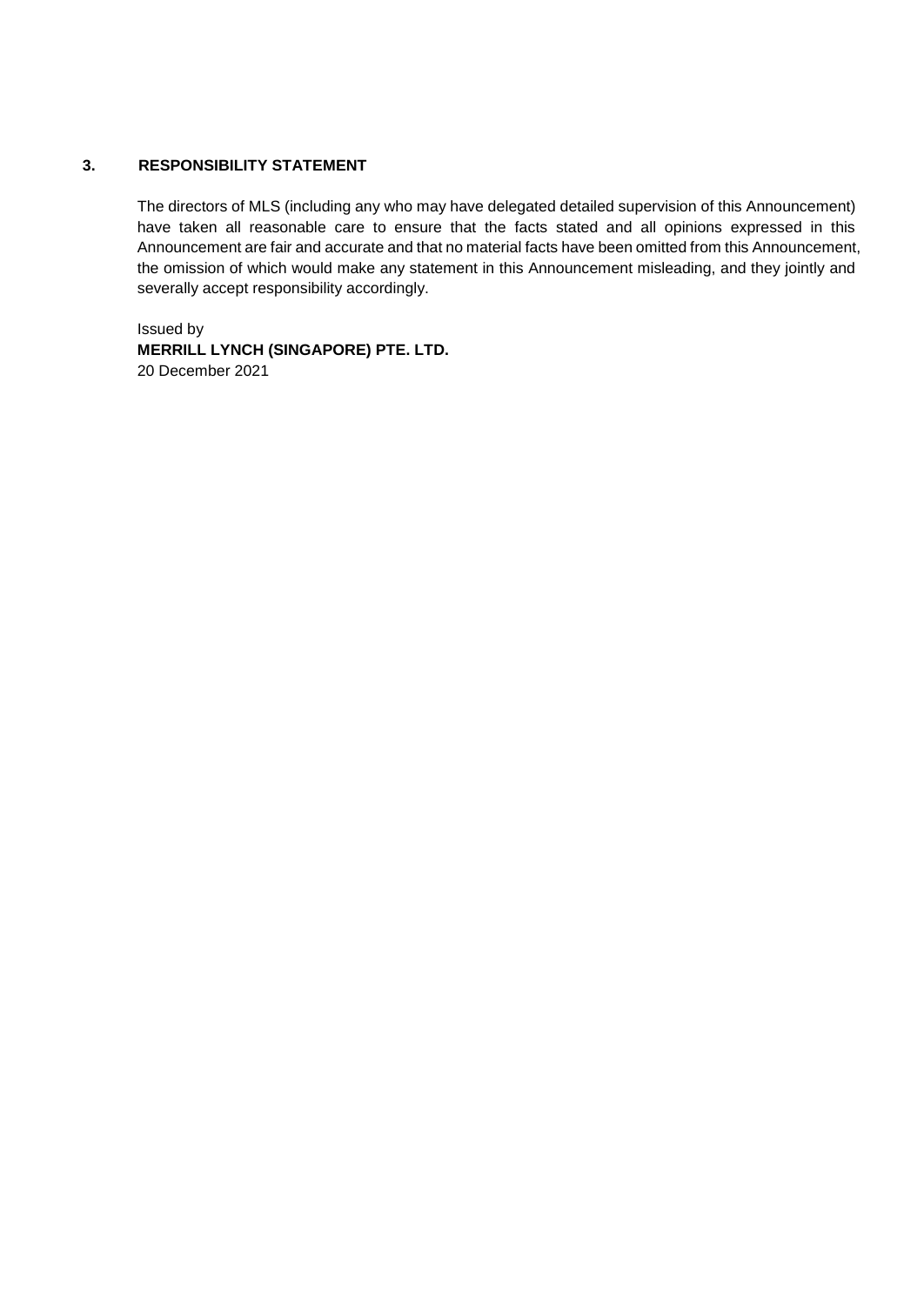## 3. RESPONSIBILITY STATEMENT

The directors of MLS (including any who may have delegated detailed supervision of this Announcement) have taken all reasonable care to ensure that the facts stated and all opinions expressed in this Announcement are fair and accurate and that no material facts have been omitted from this Announcement, the omission of which would make any statement in this Announcement misleading, and they jointly and severally accept responsibility accordingly.

Issued by
**MERRILL LYNCH (SINGAPORE) PTE. LTD.**
20 December 2021